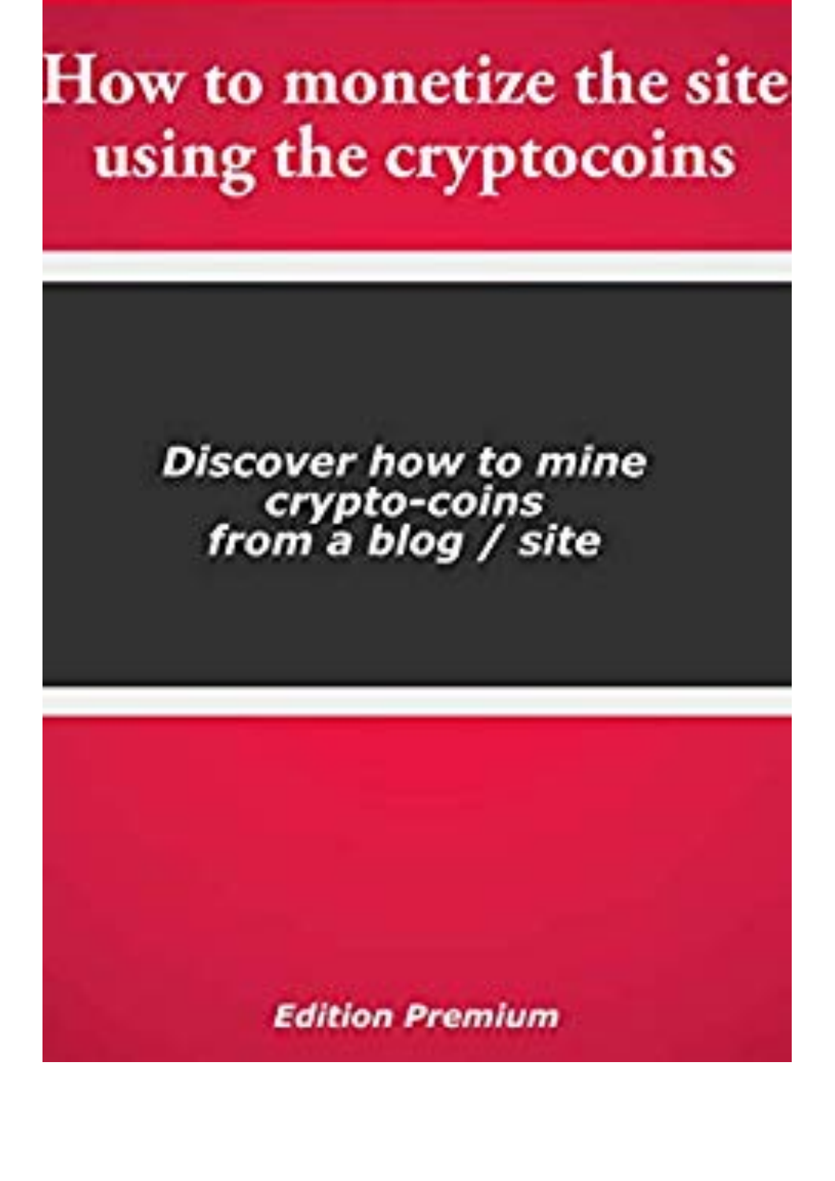# How to monetize the site using the cryptocoins

***Discover how to mine crypto-coins from a blog / site***

***Edition Premium***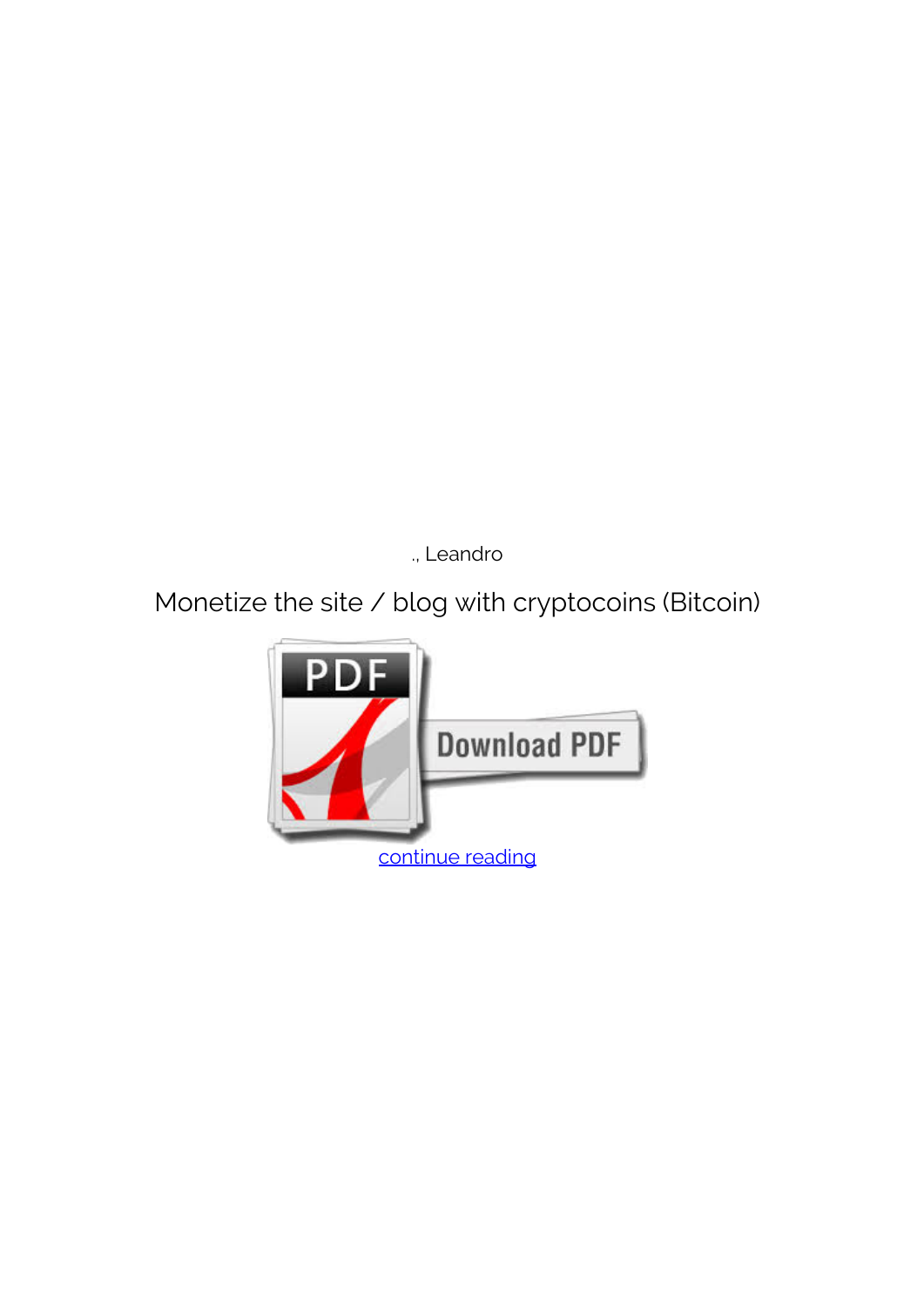., Leandro

Monetize the site / blog with cryptocoins (Bitcoin)

continue reading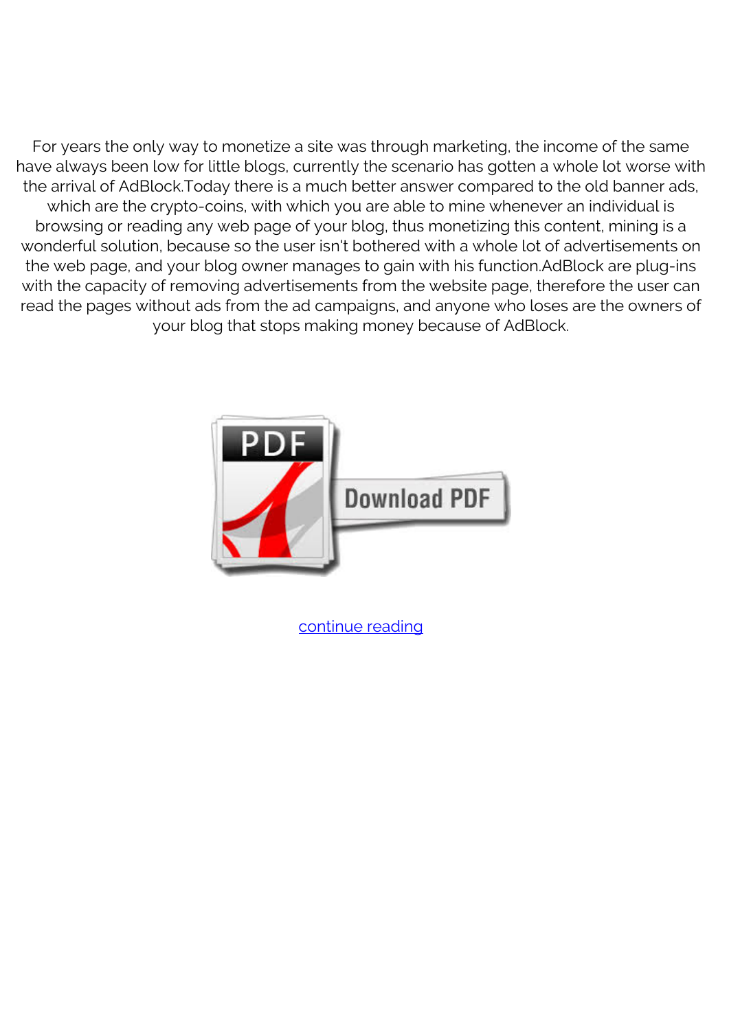For years the only way to monetize a site was through marketing, the income of the same have always been low for little blogs, currently the scenario has gotten a whole lot worse with the arrival of AdBlock.Today there is a much better answer compared to the old banner ads, which are the crypto-coins, with which you are able to mine whenever an individual is browsing or reading any web page of your blog, thus monetizing this content, mining is a wonderful solution, because so the user isn't bothered with a whole lot of advertisements on the web page, and your blog owner manages to gain with his function.AdBlock are plug-ins with the capacity of removing advertisements from the website page, therefore the user can read the pages without ads from the ad campaigns, and anyone who loses are the owners of your blog that stops making money because of AdBlock.

continue reading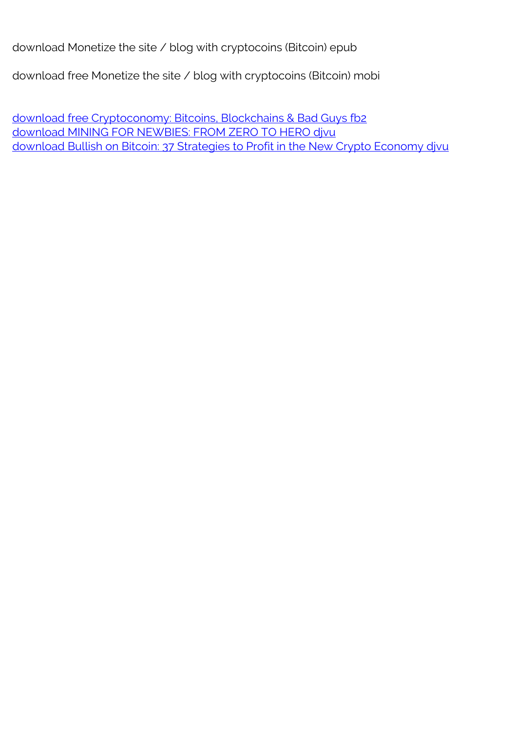download Monetize the site / blog with cryptocoins (Bitcoin) epub

download free Monetize the site / blog with cryptocoins (Bitcoin) mobi

download free Cryptoconomy: Bitcoins, Blockchains & Bad Guys fb2
download MINING FOR NEWBIES: FROM ZERO TO HERO djvu
download Bullish on Bitcoin: 37 Strategies to Profit in the New Crypto Economy djvu